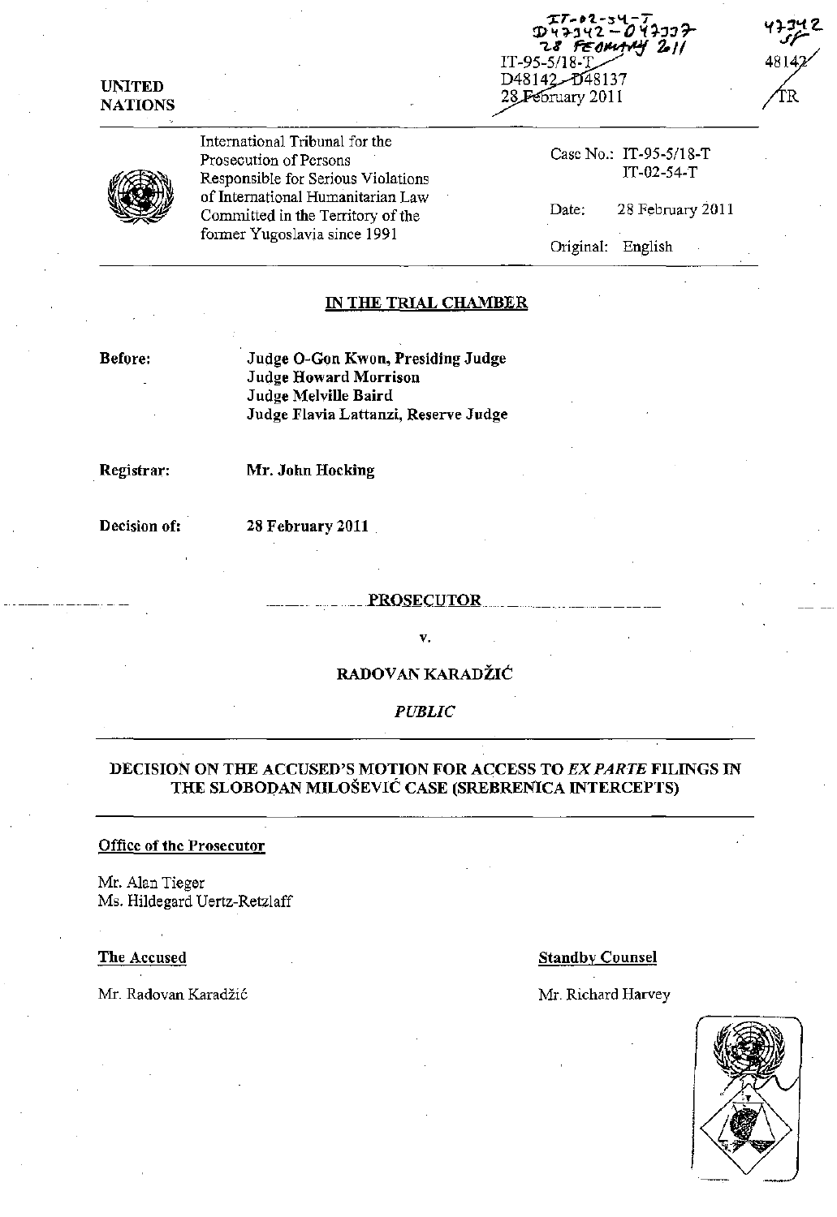IT-02-54-T
D47342 - D47337
28 February 2011

IT-95-5/18-T
D48142 - D48137
28 February 2011

47342 SF

48142 TR

UNITED NATIONS

International Tribunal for the Prosecution of Persons Responsible for Serious Violations of International Humanitarian Law Committed in the Territory of the former Yugoslavia since 1991

Case No.: IT-95-5/18-T
IT-02-54-T

Date: 28 February 2011

Original: English

## IN THE TRIAL CHAMBER

**Before:** **Judge O-Gon Kwon, Presiding Judge**
**Judge Howard Morrison**
**Judge Melville Baird**
**Judge Flavia Lattanzi, Reserve Judge**

**Registrar:** **Mr. John Hocking**

**Decision of:** **28 February 2011**

**PROSECUTOR**

v.

RADOVAN KARADŽIĆ

*PUBLIC*

## DECISION ON THE ACCUSED'S MOTION FOR ACCESS TO *EX PARTE* FILINGS IN THE SLOBODAN MILOŠEVIĆ CASE (SREBRENICA INTERCEPTS)

**Office of the Prosecutor**

Mr. Alan Tieger
Ms. Hildegard Uertz-Retzlaff

**The Accused**

Mr. Radovan Karadžić

**Standby Counsel**

Mr. Richard Harvey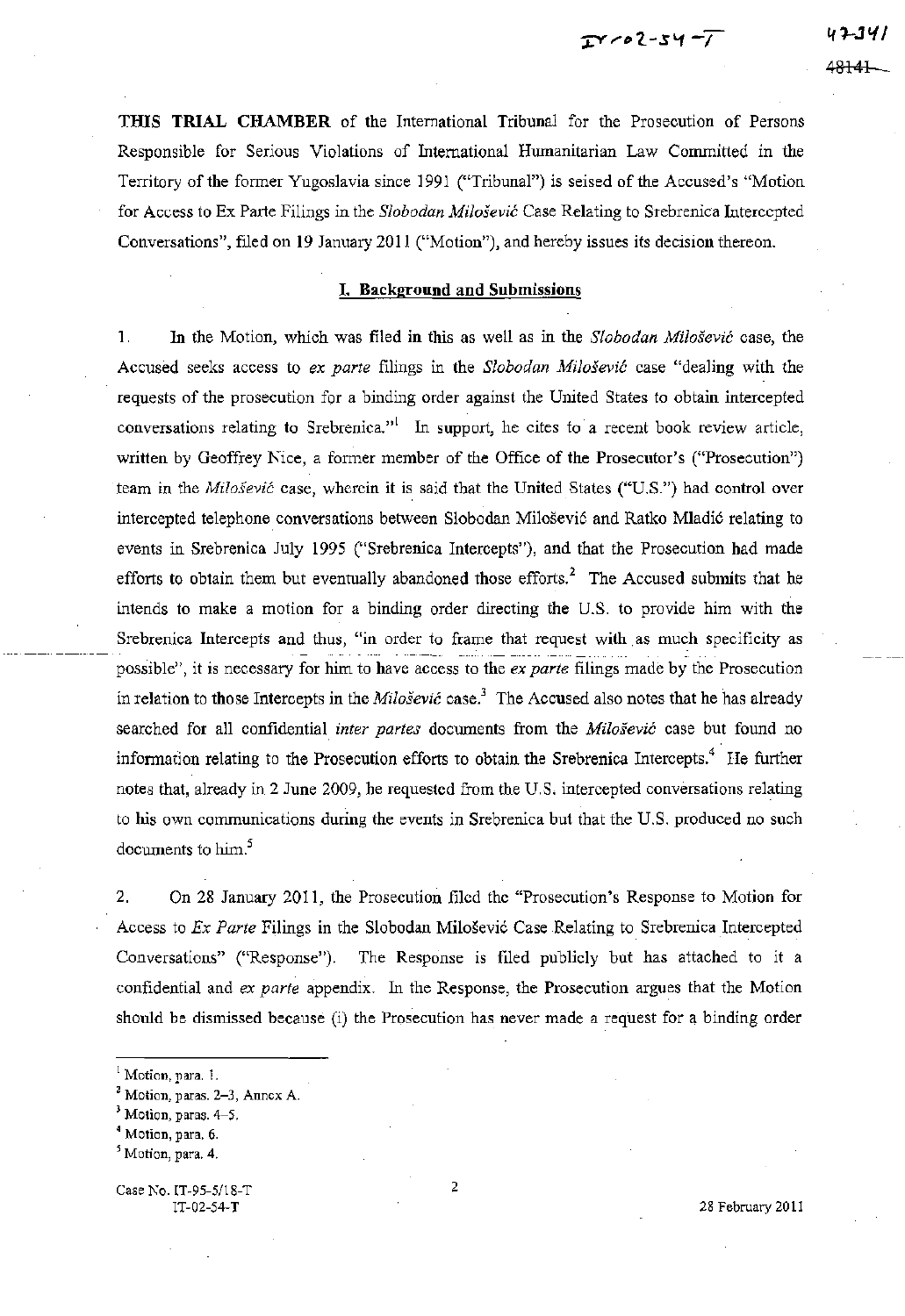**THIS TRIAL CHAMBER** of the International Tribunal for the Prosecution of Persons Responsible for Serious Violations of International Humanitarian Law Committed in the Territory of the former Yugoslavia since 1991 ("Tribunal") is seised of the Accused's "Motion for Access to Ex Parte Filings in the *Slobodan Milošević* Case Relating to Srebrenica Intercepted Conversations", filed on 19 January 2011 ("Motion"), and hereby issues its decision thereon.

## I. Background and Submissions

1. In the Motion, which was filed in this as well as in the *Slobodan Milošević* case, the Accused seeks access to *ex parte* filings in the *Slobodan Milošević* case "dealing with the requests of the prosecution for a binding order against the United States to obtain intercepted conversations relating to Srebrenica."[1] In support, he cites to a recent book review article, written by Geoffrey Nice, a former member of the Office of the Prosecutor's ("Prosecution") team in the *Milošević* case, wherein it is said that the United States ("U.S.") had control over intercepted telephone conversations between Slobodan Milošević and Ratko Mladić relating to events in Srebrenica July 1995 ("Srebrenica Intercepts"), and that the Prosecution had made efforts to obtain them but eventually abandoned those efforts.[2] The Accused submits that he intends to make a motion for a binding order directing the U.S. to provide him with the Srebrenica Intercepts and thus, "in order to frame that request with as much specificity as possible", it is necessary for him to have access to the *ex parte* filings made by the Prosecution in relation to those Intercepts in the *Milošević* case.[3] The Accused also notes that he has already searched for all confidential *inter partes* documents from the *Milošević* case but found no information relating to the Prosecution efforts to obtain the Srebrenica Intercepts.[4] He further notes that, already in 2 June 2009, he requested from the U.S. intercepted conversations relating to his own communications during the events in Srebrenica but that the U.S. produced no such documents to him.[5]

2. On 28 January 2011, the Prosecution filed the "Prosecution's Response to Motion for Access to *Ex Parte* Filings in the Slobodan Milošević Case Relating to Srebrenica Intercepted Conversations" ("Response"). The Response is filed publicly but has attached to it a confidential and *ex parte* appendix. In the Response, the Prosecution argues that the Motion should be dismissed because (i) the Prosecution has never made a request for a binding order

---

[1] Motion, para. 1.

[2] Motion, paras. 2–3, Annex A.

[3] Motion, paras. 4–5.

[4] Motion, para. 6.

[5] Motion, para. 4.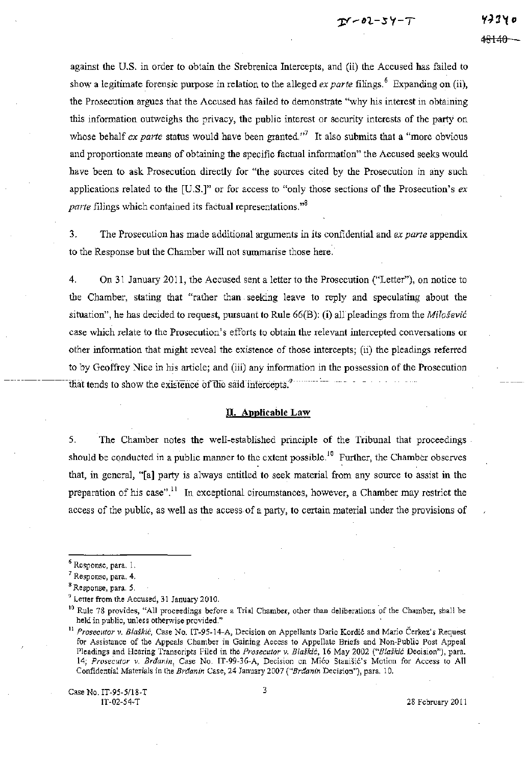against the U.S. in order to obtain the Srebrenica Intercepts, and (ii) the Accused has failed to show a legitimate forensic purpose in relation to the alleged *ex parte* filings.[6] Expanding on (ii), the Prosecution argues that the Accused has failed to demonstrate "why his interest in obtaining this information outweighs the privacy, the public interest or security interests of the party on whose behalf *ex parte* status would have been granted."[7] It also submits that a "more obvious and proportionate means of obtaining the specific factual information" the Accused seeks would have been to ask Prosecution directly for "the sources cited by the Prosecution in any such applications related to the [U.S.]" or for access to "only those sections of the Prosecution's *ex parte* filings which contained its factual representations."[8]

3. The Prosecution has made additional arguments in its confidential and *ex parte* appendix to the Response but the Chamber will not summarise those here.

4. On 31 January 2011, the Accused sent a letter to the Prosecution ("Letter"), on notice to the Chamber, stating that "rather than seeking leave to reply and speculating about the situation", he has decided to request, pursuant to Rule 66(B): (i) all pleadings from the *Milošević* case which relate to the Prosecution's efforts to obtain the relevant intercepted conversations or other information that might reveal the existence of those intercepts; (ii) the pleadings referred to by Geoffrey Nice in his article; and (iii) any information in the possession of the Prosecution that tends to show the existence of the said intercepts.[9]

## II. Applicable Law

5. The Chamber notes the well-established principle of the Tribunal that proceedings should be conducted in a public manner to the extent possible.[10] Further, the Chamber observes that, in general, "[a] party is always entitled to seek material from any source to assist in the preparation of his case".[11] In exceptional circumstances, however, a Chamber may restrict the access of the public, as well as the access of a party, to certain material under the provisions of

---

[6] Response, para. 1.

[7] Response, para. 4.

[8] Response, para. 5.

[9] Letter from the Accused, 31 January 2010.

[10] Rule 78 provides, "All proceedings before a Trial Chamber, other than deliberations of the Chamber, shall be held in public, unless otherwise provided."

[11] *Prosecutor v. Blaškić*, Case No. IT-95-14-A, Decision on Appellants Dario Kordić and Mario Čerkez's Request for Assistance of the Appeals Chamber in Gaining Access to Appellate Briefs and Non-Public Post Appeal Pleadings and Hearing Transcripts Filed in the *Prosecutor v. Blaškić*, 16 May 2002 ("*Blaškić* Decision"), para. 14; *Prosecutor v. Brđanin*, Case No. IT-99-36-A, Decision on Mićo Stanišić's Motion for Access to All Confidential Materials in the *Brđanin* Case, 24 January 2007 ("*Brđanin* Decision"), para. 10.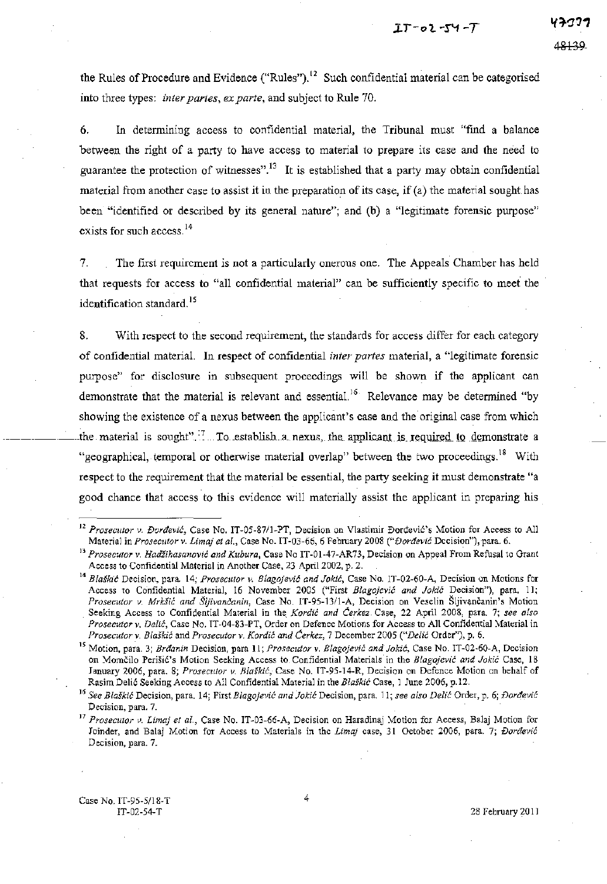the Rules of Procedure and Evidence ("Rules").[12] Such confidential material can be categorised into three types: *inter partes*, *ex parte*, and subject to Rule 70.

6. In determining access to confidential material, the Tribunal must "find a balance between the right of a party to have access to material to prepare its case and the need to guarantee the protection of witnesses".[13] It is established that a party may obtain confidential material from another case to assist it in the preparation of its case, if (a) the material sought has been "identified or described by its general nature"; and (b) a "legitimate forensic purpose" exists for such access.[14]

7. The first requirement is not a particularly onerous one. The Appeals Chamber has held that requests for access to "all confidential material" can be sufficiently specific to meet the identification standard.[15]

8. With respect to the second requirement, the standards for access differ for each category of confidential material. In respect of confidential *inter partes* material, a "legitimate forensic purpose" for disclosure in subsequent proceedings will be shown if the applicant can demonstrate that the material is relevant and essential.[16] Relevance may be determined "by showing the existence of a nexus between the applicant's case and the original case from which the material is sought".[17] To establish a nexus, the applicant is required to demonstrate a "geographical, temporal or otherwise material overlap" between the two proceedings.[18] With respect to the requirement that the material be essential, the party seeking it must demonstrate "a good chance that access to this evidence will materially assist the applicant in preparing his

---

[12] *Prosecutor v. Đorđević*, Case No. IT-05-87/1-PT, Decision on Vlastimir Đorđević's Motion for Access to All Material in *Prosecutor v. Limaj et al.*, Case No. IT-03-66, 6 February 2008 ("*Đorđević* Decision"), para. 6.

[13] *Prosecutor v. Hadžihasanović and Kubura*, Case No IT-01-47-AR73, Decision on Appeal From Refusal to Grant Access to Confidential Material in Another Case, 23 April 2002, p. 2.

[14] *Blaškić* Decision, para. 14; *Prosecutor v. Blagojević and Jokić*, Case No. IT-02-60-A, Decision on Motions for Access to Confidential Material, 16 November 2005 ("First *Blagojević and Jokić* Decision"), para. 11; *Prosecutor v. Mrkšić and Šljivančanin*, Case No. IT-95-13/1-A, Decision on Veselin Šljivančanin's Motion Seeking Access to Confidential Material in the *Kordić and Čerkez* Case, 22 April 2008, para. 7; *see also Prosecutor v. Delić*, Case No. IT-04-83-PT, Order on Defence Motions for Access to All Confidential Material in *Prosecutor v. Blaškić* and *Prosecutor v. Kordić and Čerkez*, 7 December 2005 ("*Delić* Order"), p. 6.

[15] Motion, para. 3; *Brđanin* Decision, para 11; *Prosecutor v. Blagojević and Jokić*, Case No. IT-02-60-A, Decision on Momčilo Perišić's Motion Seeking Access to Confidential Materials in the *Blagojević and Jokić* Case, 18 January 2006, para. 8; *Prosecutor v. Blaškić*, Case No. IT-95-14-R, Decision on Defence Motion on behalf of Rasim Delić Seeking Access to All Confidential Material in the *Blaškić* Case, 1 June 2006, p.12.

[16] *See Blaškić* Decision, para. 14; First *Blagojević and Jokić* Decision, para. 11; *see also Delić* Order, p. 6; *Đorđević* Decision, para. 7.

[17] *Prosecutor v. Limaj et al.*, Case No. IT-03-66-A, Decision on Haradinaj Motion for Access, Balaj Motion for Joinder, and Balaj Motion for Access to Materials in the *Limaj* case, 31 October 2006, para. 7; *Đorđević* Decision, para. 7.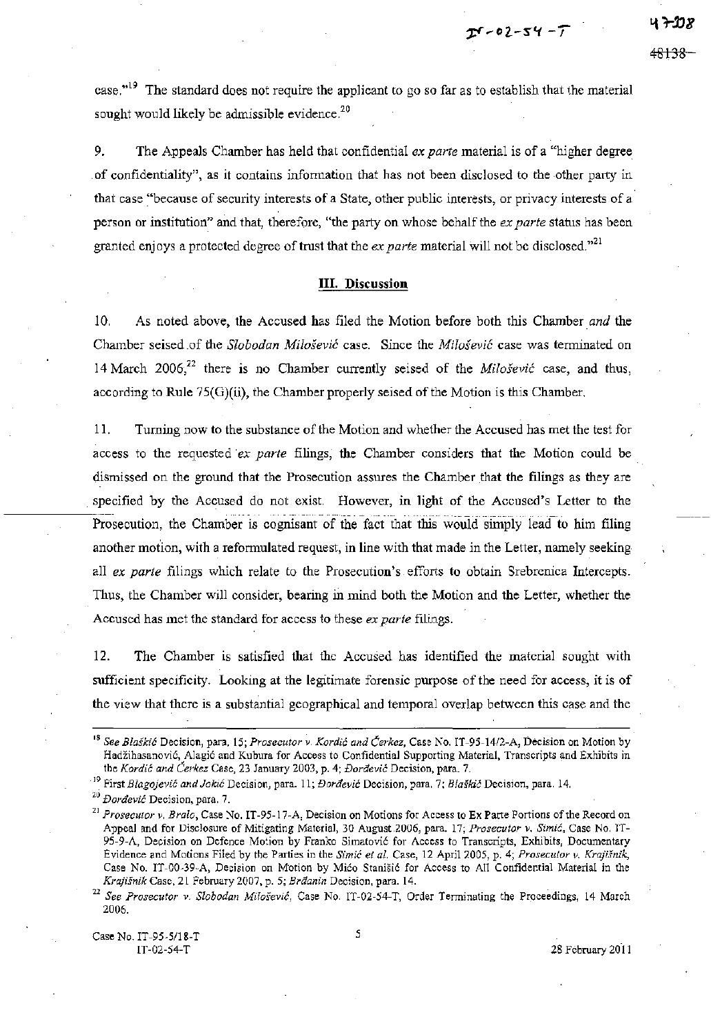case."[19] The standard does not require the applicant to go so far as to establish that the material sought would likely be admissible evidence.[20]

9. The Appeals Chamber has held that confidential *ex parte* material is of a "higher degree of confidentiality", as it contains information that has not been disclosed to the other party in that case "because of security interests of a State, other public interests, or privacy interests of a person or institution" and that, therefore, "the party on whose behalf the *ex parte* status has been granted enjoys a protected degree of trust that the *ex parte* material will not be disclosed."[21]

## III. Discussion

10. As noted above, the Accused has filed the Motion before both this Chamber *and* the Chamber seised of the *Slobodan Milošević* case. Since the *Milošević* case was terminated on 14 March 2006,[22] there is no Chamber currently seised of the *Milošević* case, and thus, according to Rule 75(G)(ii), the Chamber properly seised of the Motion is this Chamber.

11. Turning now to the substance of the Motion and whether the Accused has met the test for access to the requested *ex parte* filings, the Chamber considers that the Motion could be dismissed on the ground that the Prosecution assures the Chamber that the filings as they are specified by the Accused do not exist. However, in light of the Accused's Letter to the Prosecution, the Chamber is cognisant of the fact that this would simply lead to him filing another motion, with a reformulated request, in line with that made in the Letter, namely seeking all *ex parte* filings which relate to the Prosecution's efforts to obtain Srebrenica Intercepts. Thus, the Chamber will consider, bearing in mind both the Motion and the Letter, whether the Accused has met the standard for access to these *ex parte* filings.

12. The Chamber is satisfied that the Accused has identified the material sought with sufficient specificity. Looking at the legitimate forensic purpose of the need for access, it is of the view that there is a substantial geographical and temporal overlap between this case and the

---

[18] *See Blaškić* Decision, para. 15; *Prosecutor v. Kordić and Čerkez*, Case No. IT-95-14/2-A, Decision on Motion by Hadžihasanović, Alagić and Kubura for Access to Confidential Supporting Material, Transcripts and Exhibits in the *Kordić and Čerkez* Case, 23 January 2003, p. 4; *Đorđević* Decision, para. 7.

[19] First *Blagojević and Jokić* Decision, para. 11; *Đorđević* Decision, para. 7; *Blaškić* Decision, para. 14.

[20] *Đorđević* Decision, para. 7.

[21] *Prosecutor v. Bralo*, Case No. IT-95-17-A, Decision on Motions for Access to Ex Parte Portions of the Record on Appeal and for Disclosure of Mitigating Material, 30 August 2006, para. 17; *Prosecutor v. Simić*, Case No. IT-95-9-A, Decision on Defence Motion by Franko Simatović for Access to Transcripts, Exhibits, Documentary Evidence and Motions Filed by the Parties in the *Simić et al.* Case, 12 April 2005, p. 4; *Prosecutor v. Krajišnik*, Case No. IT-00-39-A, Decision on Motion by Mićo Stanišić for Access to All Confidential Material in the *Krajišnik* Case, 21 February 2007, p. 5; *Brđanin* Decision, para. 14.

[22] *See Prosecutor v. Slobodan Milošević*, Case No. IT-02-54-T, Order Terminating the Proceedings, 14 March 2006.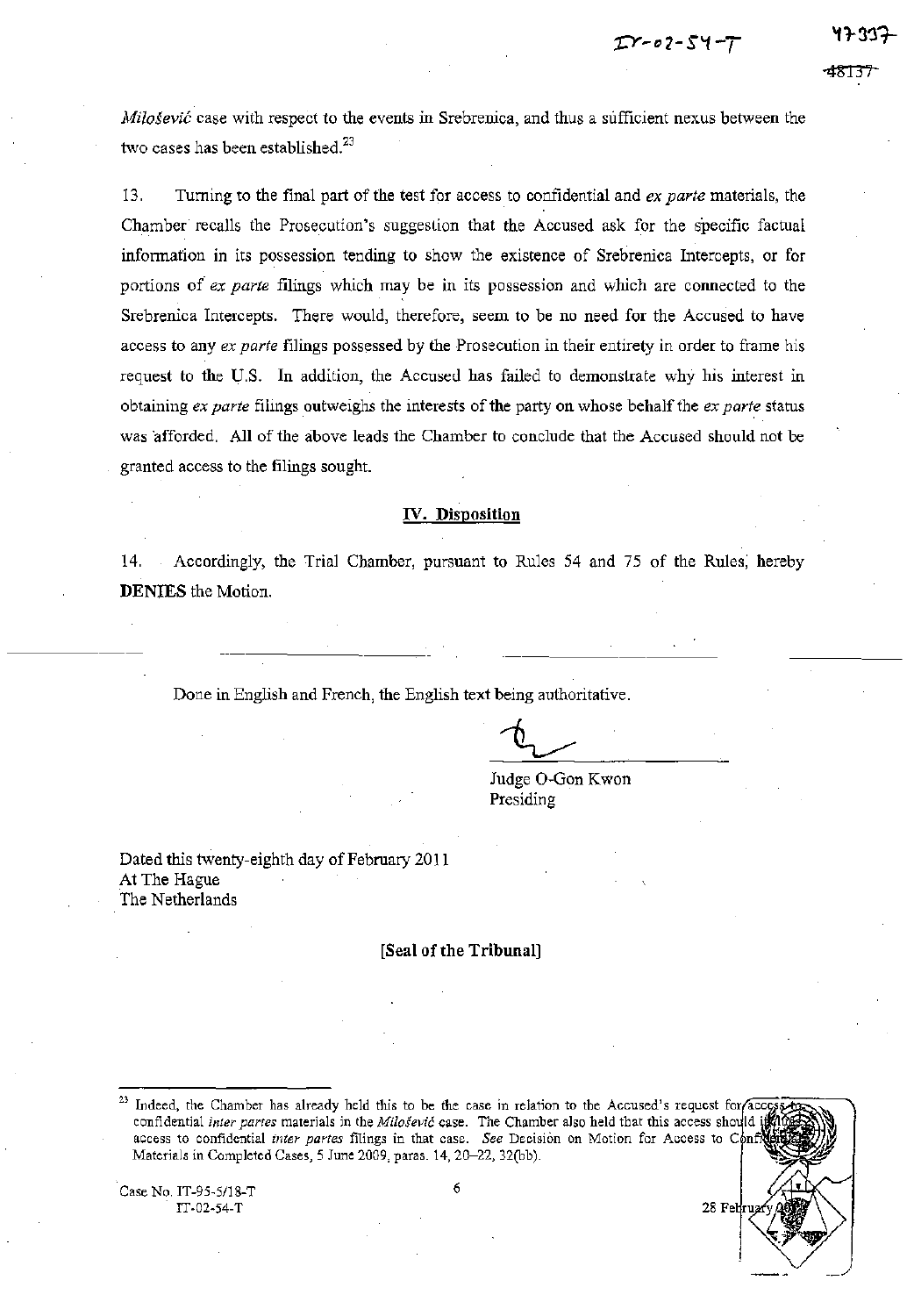*Milošević* case with respect to the events in Srebrenica, and thus a sufficient nexus between the two cases has been established.[23]

13. Turning to the final part of the test for access to confidential and *ex parte* materials, the Chamber recalls the Prosecution's suggestion that the Accused ask for the specific factual information in its possession tending to show the existence of Srebrenica Intercepts, or for portions of *ex parte* filings which may be in its possession and which are connected to the Srebrenica Intercepts. There would, therefore, seem to be no need for the Accused to have access to any *ex parte* filings possessed by the Prosecution in their entirety in order to frame his request to the U.S. In addition, the Accused has failed to demonstrate why his interest in obtaining *ex parte* filings outweighs the interests of the party on whose behalf the *ex parte* status was afforded. All of the above leads the Chamber to conclude that the Accused should not be granted access to the filings sought.

## IV. Disposition

14. Accordingly, the Trial Chamber, pursuant to Rules 54 and 75 of the Rules, hereby **DENIES** the Motion.

Done in English and French, the English text being authoritative.

Judge O-Gon Kwon
Presiding

Dated this twenty-eighth day of February 2011
At The Hague
The Netherlands

**[Seal of the Tribunal]**

---

[23] Indeed, the Chamber has already held this to be the case in relation to the Accused's request for access to confidential *inter partes* materials in the *Milošević* case. The Chamber also held that this access should include access to confidential *inter partes* filings in that case. *See* Decision on Motion for Access to Confidential Materials in Completed Cases, 5 June 2009, paras. 14, 20–22, 32(bb).